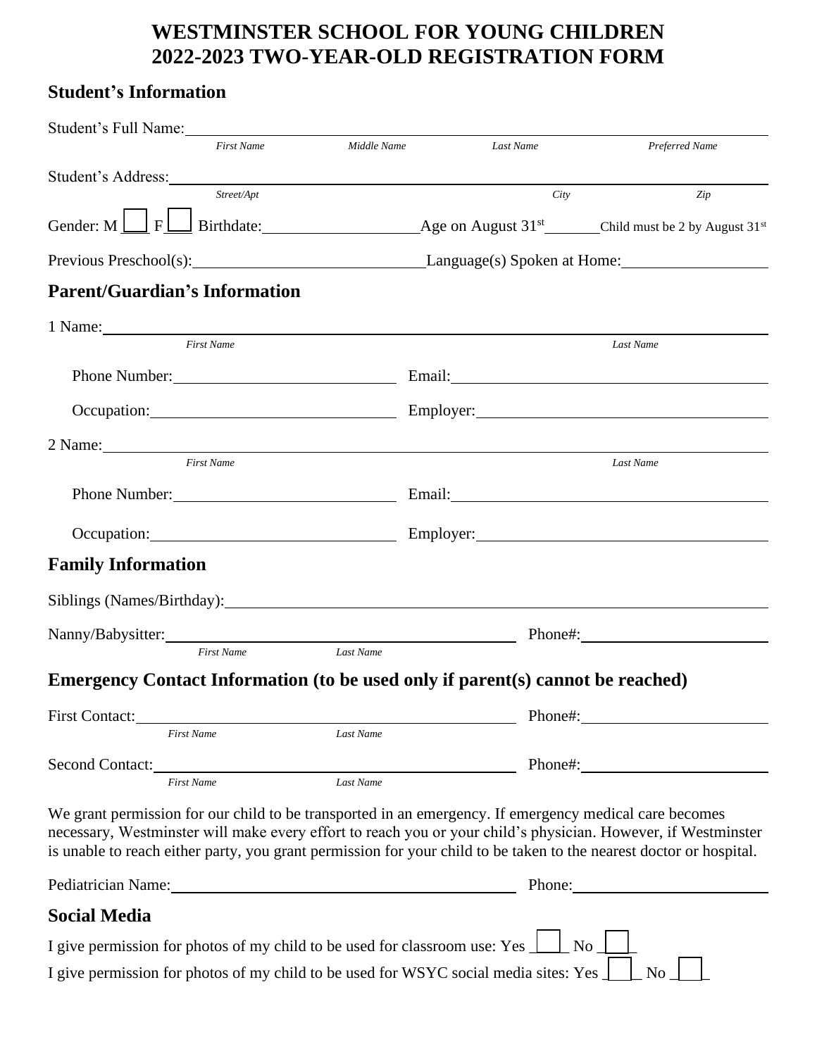# WESTMINSTER SCHOOL FOR YOUNG CHILDREN
# 2022-2023 TWO-YEAR-OLD REGISTRATION FORM

## Student's Information

Student's Full Name: ______________________________________________
*First Name* *Middle Name* *Last Name* *Preferred Name*

Student's Address: ______________________________________________
*Street/Apt* *City* *Zip*

Gender: M ☐ F ☐ Birthdate: ____________ Age on August 31st ______ Child must be 2 by August 31st

Previous Preschool(s): ____________________ Language(s) Spoken at Home: ____________

## Parent/Guardian's Information

1 Name: ______________________________________________
*First Name* *Last Name*

Phone Number: ____________________ Email: ____________________

Occupation: ____________________ Employer: ____________________

2 Name: ______________________________________________
*First Name* *Last Name*

Phone Number: ____________________ Email: ____________________

Occupation: ____________________ Employer: ____________________

## Family Information

Siblings (Names/Birthday): ______________________________________________

Nanny/Babysitter: ____________________ Phone#: ____________________
*First Name* *Last Name*

## Emergency Contact Information (to be used only if parent(s) cannot be reached)

First Contact: ____________________ Phone#: ____________________
*First Name* *Last Name*

Second Contact: ____________________ Phone#: ____________________
*First Name* *Last Name*

We grant permission for our child to be transported in an emergency. If emergency medical care becomes necessary, Westminster will make every effort to reach you or your child's physician. However, if Westminster is unable to reach either party, you grant permission for your child to be taken to the nearest doctor or hospital.

Pediatrician Name: ____________________ Phone: ____________________

## Social Media

I give permission for photos of my child to be used for classroom use: Yes ☐ No ☐

I give permission for photos of my child to be used for WSYC social media sites: Yes ☐ No ☐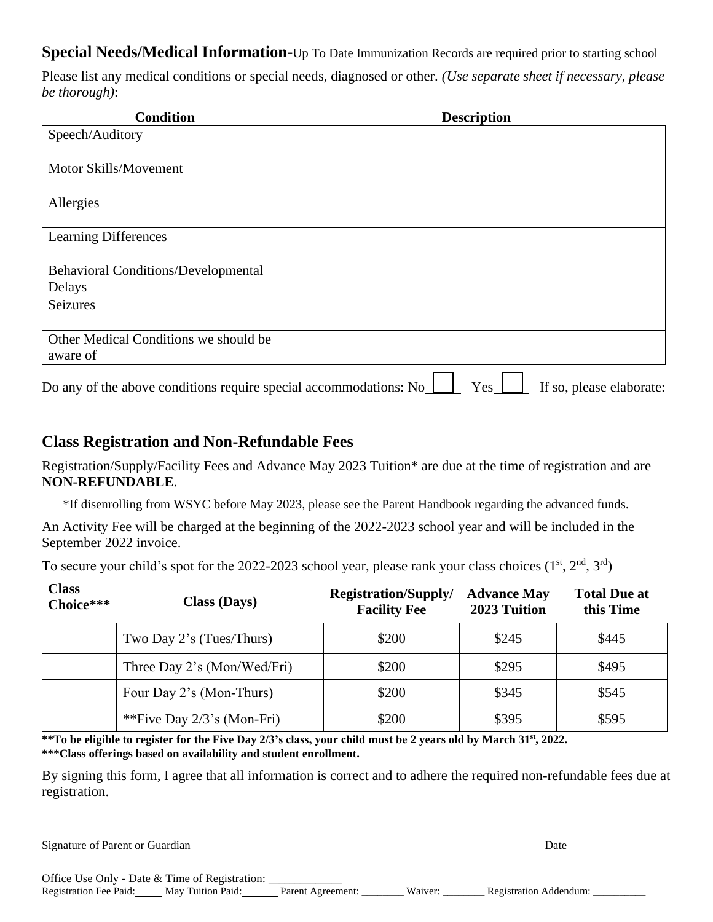## Special Needs/Medical Information-Up To Date Immunization Records are required prior to starting school

Please list any medical conditions or special needs, diagnosed or other. *(Use separate sheet if necessary, please be thorough)*:

| Condition | Description |
|---|---|
| Speech/Auditory | |
| Motor Skills/Movement | |
| Allergies | |
| Learning Differences | |
| Behavioral Conditions/Developmental Delays | |
| Seizures | |
| Other Medical Conditions we should be aware of | |

Do any of the above conditions require special accommodations: No ☐ Yes ☐ If so, please elaborate:

---

## Class Registration and Non-Refundable Fees

Registration/Supply/Facility Fees and Advance May 2023 Tuition* are due at the time of registration and are **NON-REFUNDABLE**.

*If disenrolling from WSYC before May 2023, please see the Parent Handbook regarding the advanced funds.

An Activity Fee will be charged at the beginning of the 2022-2023 school year and will be included in the September 2022 invoice.

To secure your child's spot for the 2022-2023 school year, please rank your class choices (1st, 2nd, 3rd)

| Class Choice*** | Class (Days) | Registration/Supply/ Facility Fee | Advance May 2023 Tuition | Total Due at this Time |
|---|---|---|---|---|
| | Two Day 2's (Tues/Thurs) | $200 | $245 | $445 |
| | Three Day 2's (Mon/Wed/Fri) | $200 | $295 | $495 |
| | Four Day 2's (Mon-Thurs) | $200 | $345 | $545 |
| | **Five Day 2/3's (Mon-Fri) | $200 | $395 | $595 |

**\*\*To be eligible to register for the Five Day 2/3's class, your child must be 2 years old by March 31st, 2022.**
**\*\*\*Class offerings based on availability and student enrollment.**

By signing this form, I agree that all information is correct and to adhere the required non-refundable fees due at registration.

Signature of Parent or Guardian ____________________ Date ____________________

Office Use Only - Date & Time of Registration: _____________
Registration Fee Paid:_____ May Tuition Paid:______ Parent Agreement: ________ Waiver: ________ Registration Addendum: __________